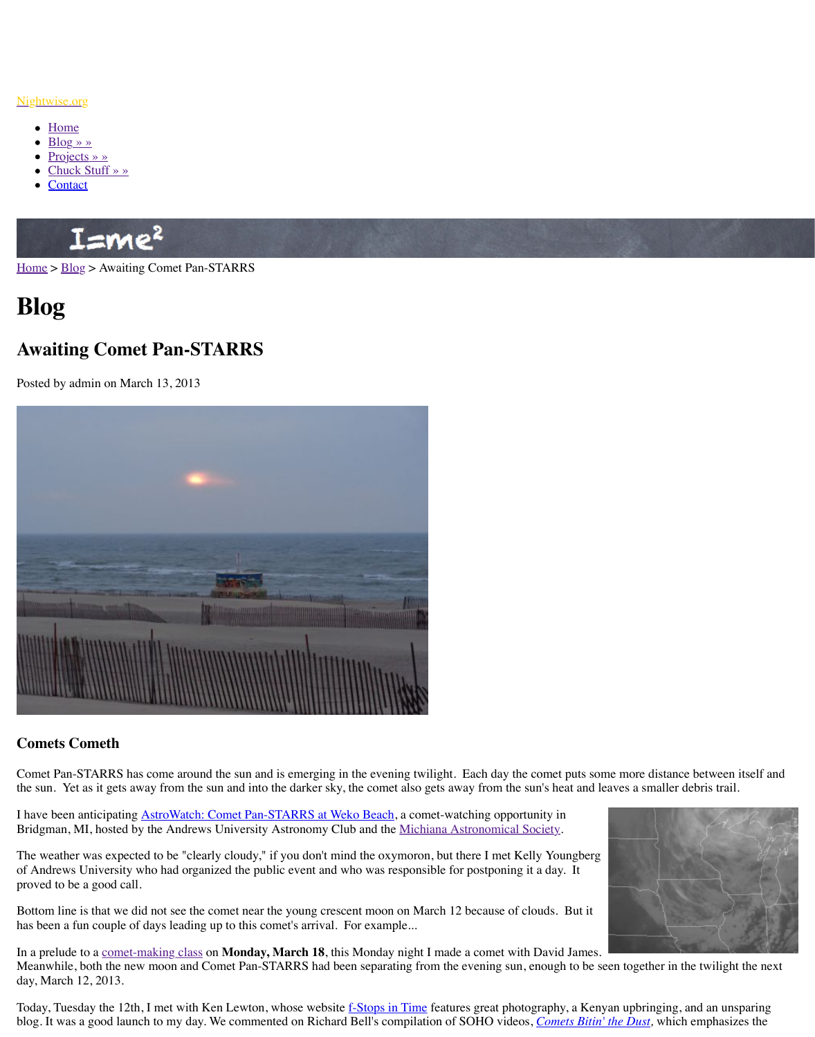Nightwise.org

- Home
- Blog » »
- Projects » »
- Chuck Stuff » »
- Contact

Home > Blog > Awaiting Comet Pan-STARRS

# Blog

## Awaiting Comet Pan-STARRS

Posted by admin on March 13, 2013

### Comets Cometh

Comet Pan-STARRS has come around the sun and is emerging in the evening twilight. Each day the comet puts some more distance between itself and the sun. Yet as it gets away from the sun and into the darker sky, the comet also gets away from the sun's heat and leaves a smaller debris trail.

I have been anticipating AstroWatch: Comet Pan-STARRS at Weko Beach, a comet-watching opportunity in Bridgman, MI, hosted by the Andrews University Astronomy Club and the Michiana Astronomical Society.

The weather was expected to be "clearly cloudy," if you don't mind the oxymoron, but there I met Kelly Youngberg of Andrews University who had organized the public event and who was responsible for postponing it a day. It proved to be a good call.

Bottom line is that we did not see the comet near the young crescent moon on March 12 because of clouds. But it has been a fun couple of days leading up to this comet's arrival. For example...

In a prelude to a comet-making class on **Monday, March 18**, this Monday night I made a comet with David James. Meanwhile, both the new moon and Comet Pan-STARRS had been separating from the evening sun, enough to be seen together in the twilight the next day, March 12, 2013.

Today, Tuesday the 12th, I met with Ken Lewton, whose website f-Stops in Time features great photography, a Kenyan upbringing, and an unsparing blog. It was a good launch to my day. We commented on Richard Bell's compilation of SOHO videos, *Comets Bitin' the Dust*, which emphasizes the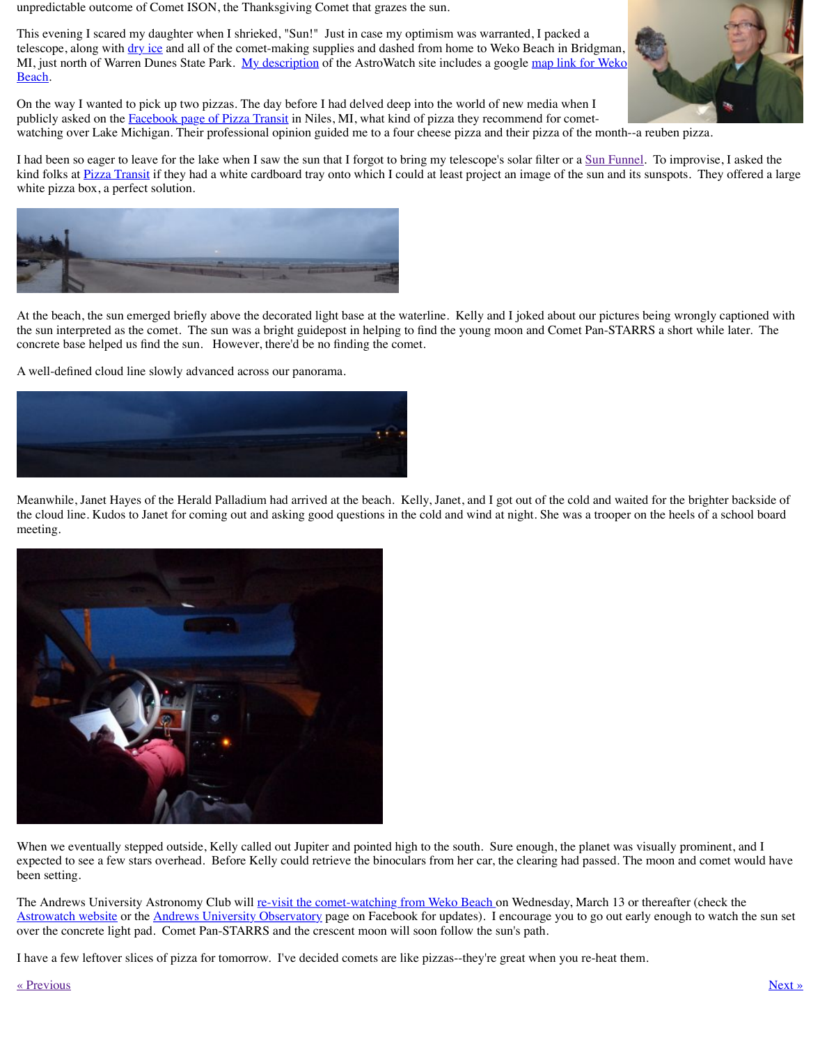unpredictable outcome of Comet ISON, the Thanksgiving Comet that grazes the sun.

This evening I scared my daughter when I shrieked, "Sun!" Just in case my optimism was warranted, I packed a telescope, along with dry ice and all of the comet-making supplies and dashed from home to Weko Beach in Bridgman, MI, just north of Warren Dunes State Park. My description of the AstroWatch site includes a google map link for Weko Beach.

On the way I wanted to pick up two pizzas. The day before I had delved deep into the world of new media when I publicly asked on the Facebook page of Pizza Transit in Niles, MI, what kind of pizza they recommend for comet-watching over Lake Michigan. Their professional opinion guided me to a four cheese pizza and their pizza of the month--a reuben pizza.

I had been so eager to leave for the lake when I saw the sun that I forgot to bring my telescope's solar filter or a Sun Funnel. To improvise, I asked the kind folks at Pizza Transit if they had a white cardboard tray onto which I could at least project an image of the sun and its sunspots. They offered a large white pizza box, a perfect solution.

At the beach, the sun emerged briefly above the decorated light base at the waterline. Kelly and I joked about our pictures being wrongly captioned with the sun interpreted as the comet. The sun was a bright guidepost in helping to find the young moon and Comet Pan-STARRS a short while later. The concrete base helped us find the sun. However, there'd be no finding the comet.

A well-defined cloud line slowly advanced across our panorama.

Meanwhile, Janet Hayes of the Herald Palladium had arrived at the beach. Kelly, Janet, and I got out of the cold and waited for the brighter backside of the cloud line. Kudos to Janet for coming out and asking good questions in the cold and wind at night. She was a trooper on the heels of a school board meeting.

When we eventually stepped outside, Kelly called out Jupiter and pointed high to the south. Sure enough, the planet was visually prominent, and I expected to see a few stars overhead. Before Kelly could retrieve the binoculars from her car, the clearing had passed. The moon and comet would have been setting.

The Andrews University Astronomy Club will re-visit the comet-watching from Weko Beach on Wednesday, March 13 or thereafter (check the Astrowatch website or the Andrews University Observatory page on Facebook for updates). I encourage you to go out early enough to watch the sun set over the concrete light pad. Comet Pan-STARRS and the crescent moon will soon follow the sun's path.

I have a few leftover slices of pizza for tomorrow. I've decided comets are like pizzas--they're great when you re-heat them.

« Previous | Next »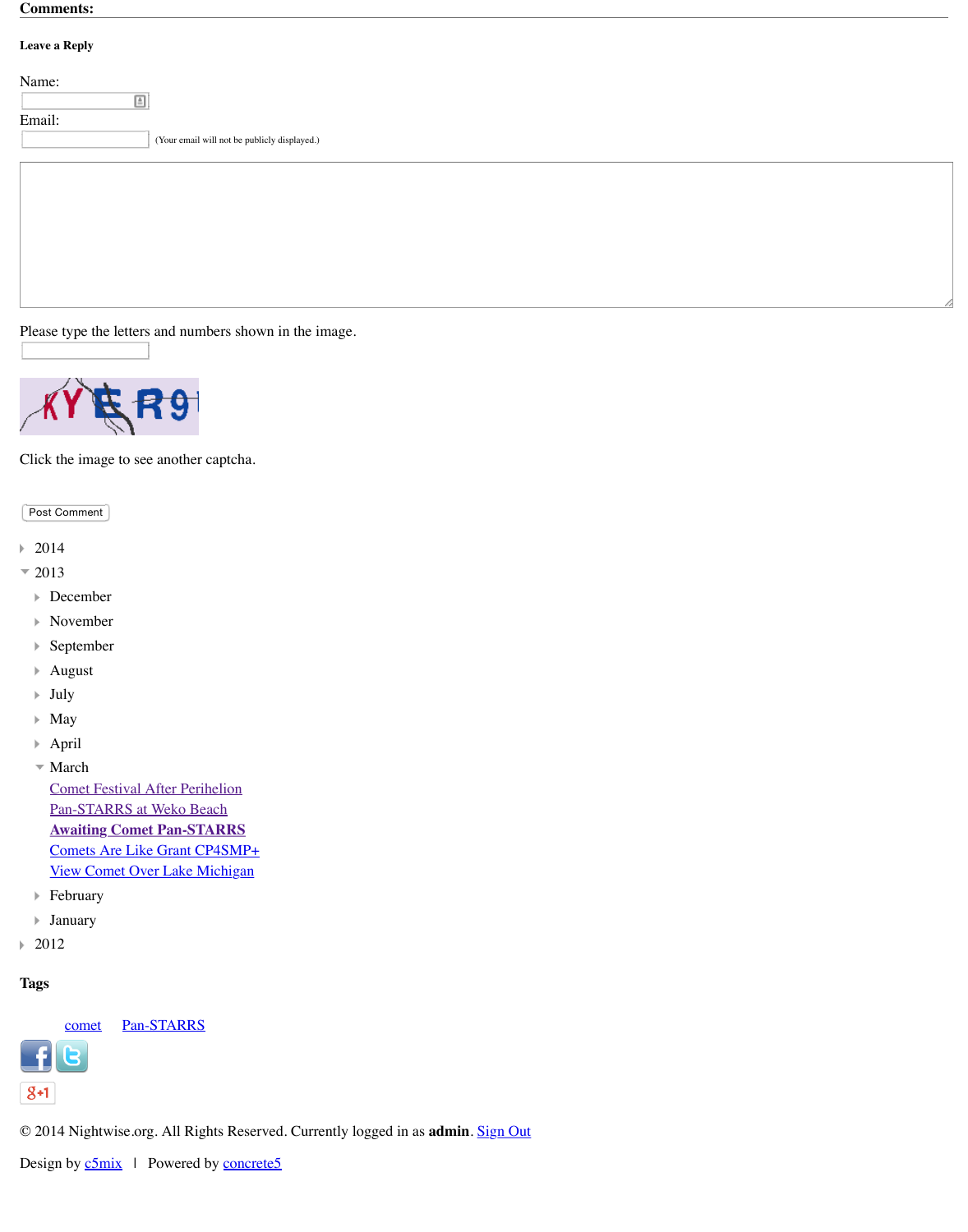**Comments:**

#### Leave a Reply

Name:

Email:

(Your email will not be publicly displayed.)

Please type the letters and numbers shown in the image.

Click the image to see another captcha.

Post Comment

- 2014
- 2013
  - December
  - November
  - September
  - August
  - July
  - May
  - April
  - March
    - Comet Festival After Perihelion
    - Pan-STARRS at Weko Beach
    - **Awaiting Comet Pan-STARRS**
    - Comets Are Like Grant CP4SMP+
    - View Comet Over Lake Michigan
  - February
  - January
- 2012

### Tags

comet Pan-STARRS

© 2014 Nightwise.org. All Rights Reserved. Currently logged in as **admin**. Sign Out

Design by c5mix | Powered by concrete5